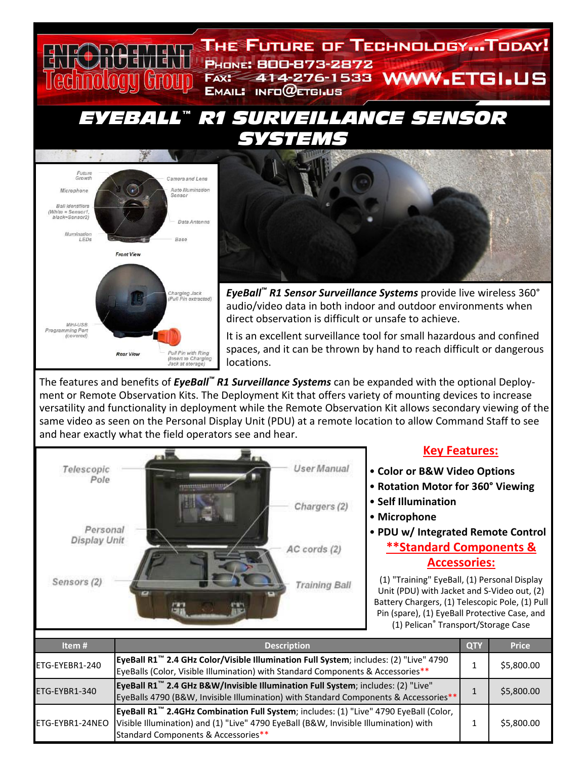# ENFORCEMENT Technology Group

**THE FUTURE OF TECHNOLOGY...TODAY!**

PHONE: 800-873-2872
FAX: 414-276-1533
EMAIL: INFO@ETGI.US
WWW.ETGI.US

# EYEBALL™ R1 SURVEILLANCE SENSOR SYSTEMS

***EyeBall™ R1 Sensor Surveillance Systems*** provide live wireless 360° audio/video data in both indoor and outdoor environments when direct observation is difficult or unsafe to achieve.

It is an excellent surveillance tool for small hazardous and confined spaces, and it can be thrown by hand to reach difficult or dangerous locations.

The features and benefits of ***EyeBall™ R1 Surveillance Systems*** can be expanded with the optional Deployment or Remote Observation Kits. The Deployment Kit that offers variety of mounting devices to increase versatility and functionality in deployment while the Remote Observation Kit allows secondary viewing of the same video as seen on the Personal Display Unit (PDU) at a remote location to allow Command Staff to see and hear exactly what the field operators see and hear.

## Key Features:

- **Color or B&W Video Options**
- **Rotation Motor for 360° Viewing**
- **Self Illumination**
- **Microphone**
- **PDU w/ Integrated Remote Control**

## **Standard Components & Accessories:

(1) "Training" EyeBall, (1) Personal Display Unit (PDU) with Jacket and S-Video out, (2) Battery Chargers, (1) Telescopic Pole, (1) Pull Pin (spare), (1) EyeBall Protective Case, and (1) Pelican® Transport/Storage Case

| Item # | Description | QTY | Price |
| --- | --- | --- | --- |
| ETG-EYEBR1-240 | **EyeBall R1™ 2.4 GHz Color/Visible Illumination Full System**; includes: (2) "Live" 4790 EyeBalls (Color, Visible Illumination) with Standard Components & Accessories** | 1 | $5,800.00 |
| ETG-EYBR1-340 | **EyeBall R1™ 2.4 GHz B&W/Invisible Illumination Full System**; includes: (2) "Live" EyeBalls 4790 (B&W, Invisible Illumination) with Standard Components & Accessories** | 1 | $5,800.00 |
| ETG-EYBR1-24NEO | **EyeBall R1™ 2.4GHz Combination Full System**; includes: (1) "Live" 4790 EyeBall (Color, Visible Illumination) and (1) "Live" 4790 EyeBall (B&W, Invisible Illumination) with Standard Components & Accessories** | 1 | $5,800.00 |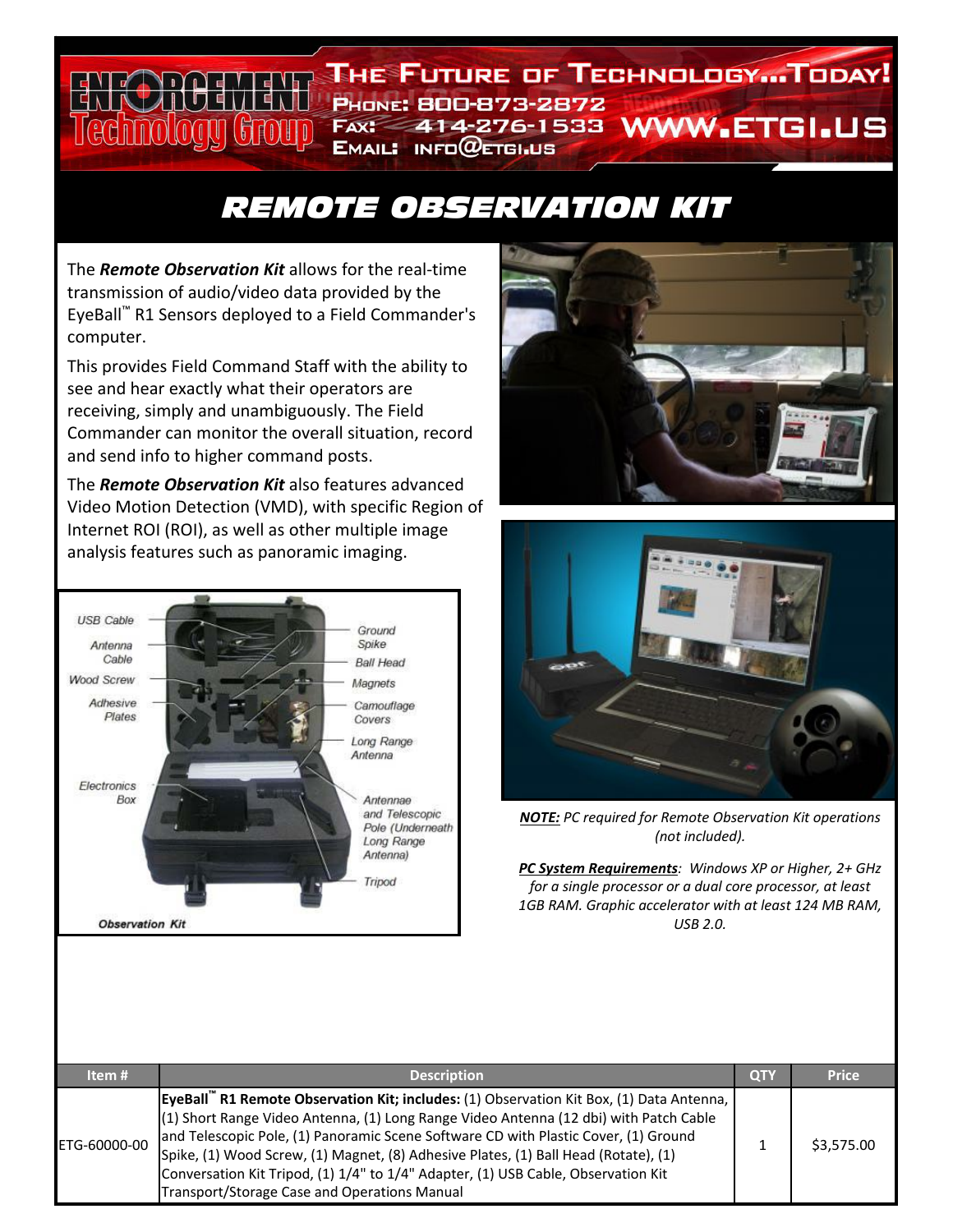# REMOTE OBSERVATION KIT

The ***Remote Observation Kit*** allows for the real-time transmission of audio/video data provided by the EyeBall™ R1 Sensors deployed to a Field Commander's computer.

This provides Field Command Staff with the ability to see and hear exactly what their operators are receiving, simply and unambiguously. The Field Commander can monitor the overall situation, record and send info to higher command posts.

The ***Remote Observation Kit*** also features advanced Video Motion Detection (VMD), with specific Region of Internet ROI (ROI), as well as other multiple image analysis features such as panoramic imaging.

*Observation Kit*

USB Cable, Antenna Cable, Wood Screw, Adhesive Plates, Electronics Box, Ground Spike, Ball Head, Magnets, Camouflage Covers, Long Range Antenna, Antennae and Telescopic Pole (Underneath Long Range Antenna), Tripod

***NOTE:*** *PC required for Remote Observation Kit operations (not included).*

***PC System Requirements****: Windows XP or Higher, 2+ GHz for a single processor or a dual core processor, at least 1GB RAM. Graphic accelerator with at least 124 MB RAM, USB 2.0.*

| Item # | Description | QTY | Price |
|---|---|---|---|
| ETG-60000-00 | **EyeBall™ R1 Remote Observation Kit; includes:** (1) Observation Kit Box, (1) Data Antenna, (1) Short Range Video Antenna, (1) Long Range Video Antenna (12 dbi) with Patch Cable and Telescopic Pole, (1) Panoramic Scene Software CD with Plastic Cover, (1) Ground Spike, (1) Wood Screw, (1) Magnet, (8) Adhesive Plates, (1) Ball Head (Rotate), (1) Conversation Kit Tripod, (1) 1/4" to 1/4" Adapter, (1) USB Cable, Observation Kit Transport/Storage Case and Operations Manual | 1 | $3,575.00 |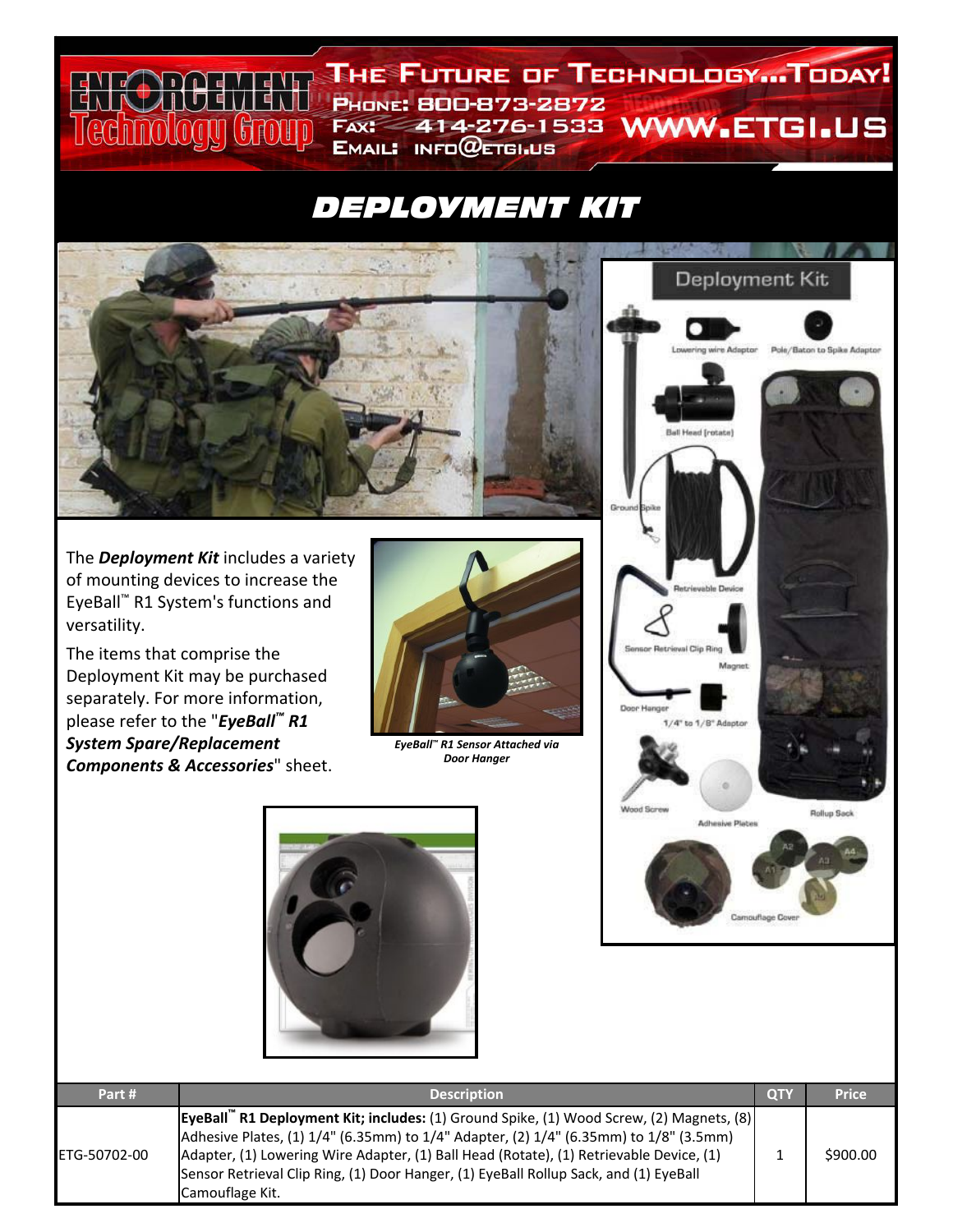# DEPLOYMENT KIT

The ***Deployment Kit*** includes a variety of mounting devices to increase the EyeBall™ R1 System's functions and versatility.

The items that comprise the Deployment Kit may be purchased separately. For more information, please refer to the "***EyeBall™ R1 System Spare/Replacement Components & Accessories***" sheet.

***EyeBall™ R1 Sensor Attached via Door Hanger***

| Part # | Description | QTY | Price |
|---|---|---|---|
| ETG-50702-00 | **EyeBall™ R1 Deployment Kit; includes:** (1) Ground Spike, (1) Wood Screw, (2) Magnets, (8) Adhesive Plates, (1) 1/4" (6.35mm) to 1/4" Adapter, (2) 1/4" (6.35mm) to 1/8" (3.5mm) Adapter, (1) Lowering Wire Adapter, (1) Ball Head (Rotate), (1) Retrievable Device, (1) Sensor Retrieval Clip Ring, (1) Door Hanger, (1) EyeBall Rollup Sack, and (1) EyeBall Camouflage Kit. | 1 | $900.00 |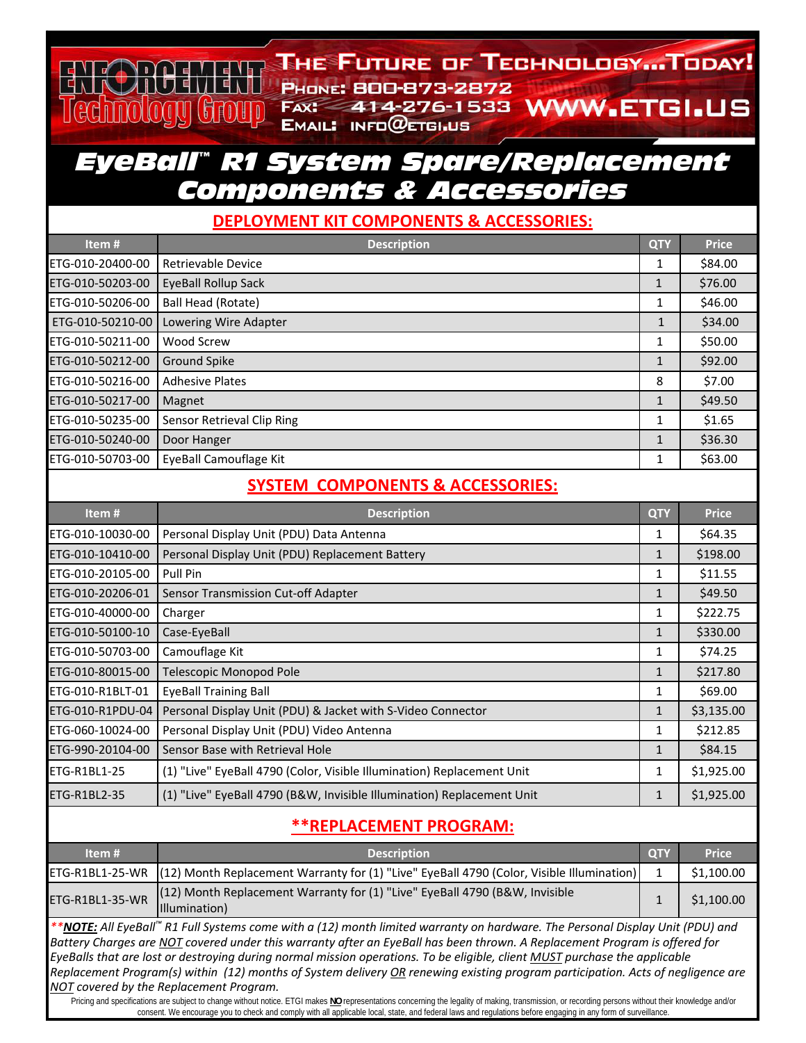# ENFORCEMENT Technology Group

THE FUTURE OF TECHNOLOGY...TODAY!

PHONE: 800-873-2872
FAX: 414-276-1533
EMAIL: INFO@ETGI.US
WWW.ETGI.US

# EyeBall™ R1 System Spare/Replacement Components & Accessories

## DEPLOYMENT KIT COMPONENTS & ACCESSORIES:

| Item # | Description | QTY | Price |
|---|---|---|---|
| ETG-010-20400-00 | Retrievable Device | 1 | $84.00 |
| ETG-010-50203-00 | EyeBall Rollup Sack | 1 | $76.00 |
| ETG-010-50206-00 | Ball Head (Rotate) | 1 | $46.00 |
| ETG-010-50210-00 | Lowering Wire Adapter | 1 | $34.00 |
| ETG-010-50211-00 | Wood Screw | 1 | $50.00 |
| ETG-010-50212-00 | Ground Spike | 1 | $92.00 |
| ETG-010-50216-00 | Adhesive Plates | 8 | $7.00 |
| ETG-010-50217-00 | Magnet | 1 | $49.50 |
| ETG-010-50235-00 | Sensor Retrieval Clip Ring | 1 | $1.65 |
| ETG-010-50240-00 | Door Hanger | 1 | $36.30 |
| ETG-010-50703-00 | EyeBall Camouflage Kit | 1 | $63.00 |

## SYSTEM COMPONENTS & ACCESSORIES:

| Item # | Description | QTY | Price |
|---|---|---|---|
| ETG-010-10030-00 | Personal Display Unit (PDU) Data Antenna | 1 | $64.35 |
| ETG-010-10410-00 | Personal Display Unit (PDU) Replacement Battery | 1 | $198.00 |
| ETG-010-20105-00 | Pull Pin | 1 | $11.55 |
| ETG-010-20206-01 | Sensor Transmission Cut-off Adapter | 1 | $49.50 |
| ETG-010-40000-00 | Charger | 1 | $222.75 |
| ETG-010-50100-10 | Case-EyeBall | 1 | $330.00 |
| ETG-010-50703-00 | Camouflage Kit | 1 | $74.25 |
| ETG-010-80015-00 | Telescopic Monopod Pole | 1 | $217.80 |
| ETG-010-R1BLT-01 | EyeBall Training Ball | 1 | $69.00 |
| ETG-010-R1PDU-04 | Personal Display Unit (PDU) & Jacket with S-Video Connector | 1 | $3,135.00 |
| ETG-060-10024-00 | Personal Display Unit (PDU) Video Antenna | 1 | $212.85 |
| ETG-990-20104-00 | Sensor Base with Retrieval Hole | 1 | $84.15 |
| ETG-R1BL1-25 | (1) "Live" EyeBall 4790 (Color, Visible Illumination) Replacement Unit | 1 | $1,925.00 |
| ETG-R1BL2-35 | (1) "Live" EyeBall 4790 (B&W, Invisible Illumination) Replacement Unit | 1 | $1,925.00 |

## **REPLACEMENT PROGRAM:

| Item # | Description | QTY | Price |
|---|---|---|---|
| ETG-R1BL1-25-WR | (12) Month Replacement Warranty for (1) "Live" EyeBall 4790 (Color, Visible Illumination) | 1 | $1,100.00 |
| ETG-R1BL1-35-WR | (12) Month Replacement Warranty for (1) "Live" EyeBall 4790 (B&W, Invisible Illumination) | 1 | $1,100.00 |

***\*\*NOTE:** All EyeBall™ R1 Full Systems come with a (12) month limited warranty on hardware. The Personal Display Unit (PDU) and Battery Charges are NOT covered under this warranty after an EyeBall has been thrown. A Replacement Program is offered for EyeBalls that are lost or destroying during normal mission operations. To be eligible, client MUST purchase the applicable Replacement Program(s) within (12) months of System delivery OR renewing existing program participation. Acts of negligence are NOT covered by the Replacement Program.*

Pricing and specifications are subject to change without notice. ETGI makes **NO** representations concerning the legality of making, transmission, or recording persons without their knowledge and/or consent. We encourage you to check and comply with all applicable local, state, and federal laws and regulations before engaging in any form of surveillance.